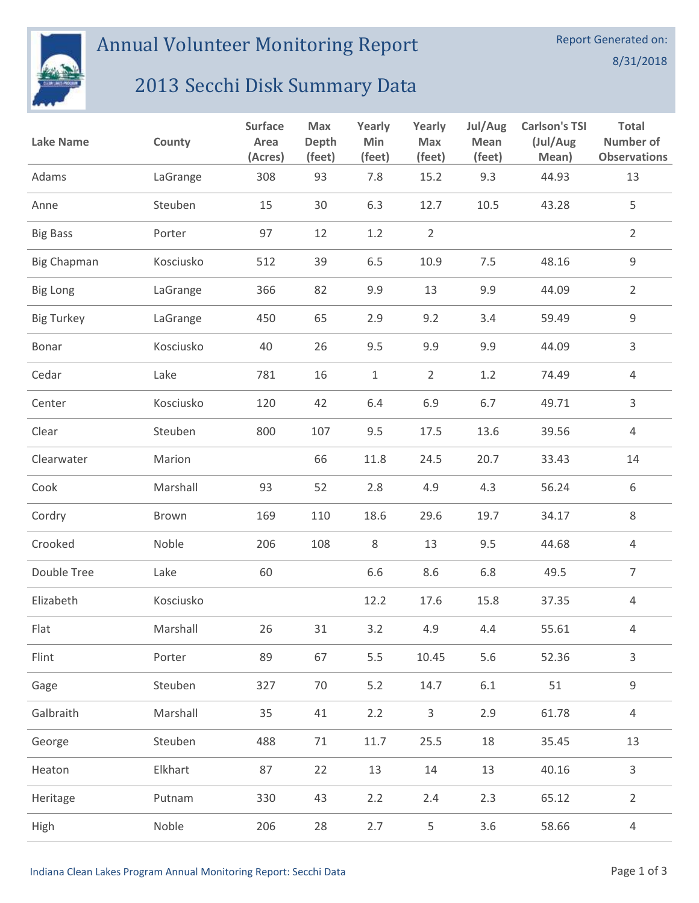# Annual Volunteer Monitoring Report

Report Generated on: 8/31/2018

## 2013 Secchi Disk Summary Data

| Lake Name | County | Surface Area (Acres) | Max Depth (feet) | Yearly Min (feet) | Yearly Max (feet) | Jul/Aug Mean (feet) | Carlson's TSI (Jul/Aug Mean) | Total Number of Observations |
|---|---|---|---|---|---|---|---|---|
| Adams | LaGrange | 308 | 93 | 7.8 | 15.2 | 9.3 | 44.93 | 13 |
| Anne | Steuben | 15 | 30 | 6.3 | 12.7 | 10.5 | 43.28 | 5 |
| Big Bass | Porter | 97 | 12 | 1.2 | 2 | | | 2 |
| Big Chapman | Kosciusko | 512 | 39 | 6.5 | 10.9 | 7.5 | 48.16 | 9 |
| Big Long | LaGrange | 366 | 82 | 9.9 | 13 | 9.9 | 44.09 | 2 |
| Big Turkey | LaGrange | 450 | 65 | 2.9 | 9.2 | 3.4 | 59.49 | 9 |
| Bonar | Kosciusko | 40 | 26 | 9.5 | 9.9 | 9.9 | 44.09 | 3 |
| Cedar | Lake | 781 | 16 | 1 | 2 | 1.2 | 74.49 | 4 |
| Center | Kosciusko | 120 | 42 | 6.4 | 6.9 | 6.7 | 49.71 | 3 |
| Clear | Steuben | 800 | 107 | 9.5 | 17.5 | 13.6 | 39.56 | 4 |
| Clearwater | Marion | | 66 | 11.8 | 24.5 | 20.7 | 33.43 | 14 |
| Cook | Marshall | 93 | 52 | 2.8 | 4.9 | 4.3 | 56.24 | 6 |
| Cordry | Brown | 169 | 110 | 18.6 | 29.6 | 19.7 | 34.17 | 8 |
| Crooked | Noble | 206 | 108 | 8 | 13 | 9.5 | 44.68 | 4 |
| Double Tree | Lake | 60 | | 6.6 | 8.6 | 6.8 | 49.5 | 7 |
| Elizabeth | Kosciusko | | | 12.2 | 17.6 | 15.8 | 37.35 | 4 |
| Flat | Marshall | 26 | 31 | 3.2 | 4.9 | 4.4 | 55.61 | 4 |
| Flint | Porter | 89 | 67 | 5.5 | 10.45 | 5.6 | 52.36 | 3 |
| Gage | Steuben | 327 | 70 | 5.2 | 14.7 | 6.1 | 51 | 9 |
| Galbraith | Marshall | 35 | 41 | 2.2 | 3 | 2.9 | 61.78 | 4 |
| George | Steuben | 488 | 71 | 11.7 | 25.5 | 18 | 35.45 | 13 |
| Heaton | Elkhart | 87 | 22 | 13 | 14 | 13 | 40.16 | 3 |
| Heritage | Putnam | 330 | 43 | 2.2 | 2.4 | 2.3 | 65.12 | 2 |
| High | Noble | 206 | 28 | 2.7 | 5 | 3.6 | 58.66 | 4 |

Indiana Clean Lakes Program Annual Monitoring Report: Secchi Data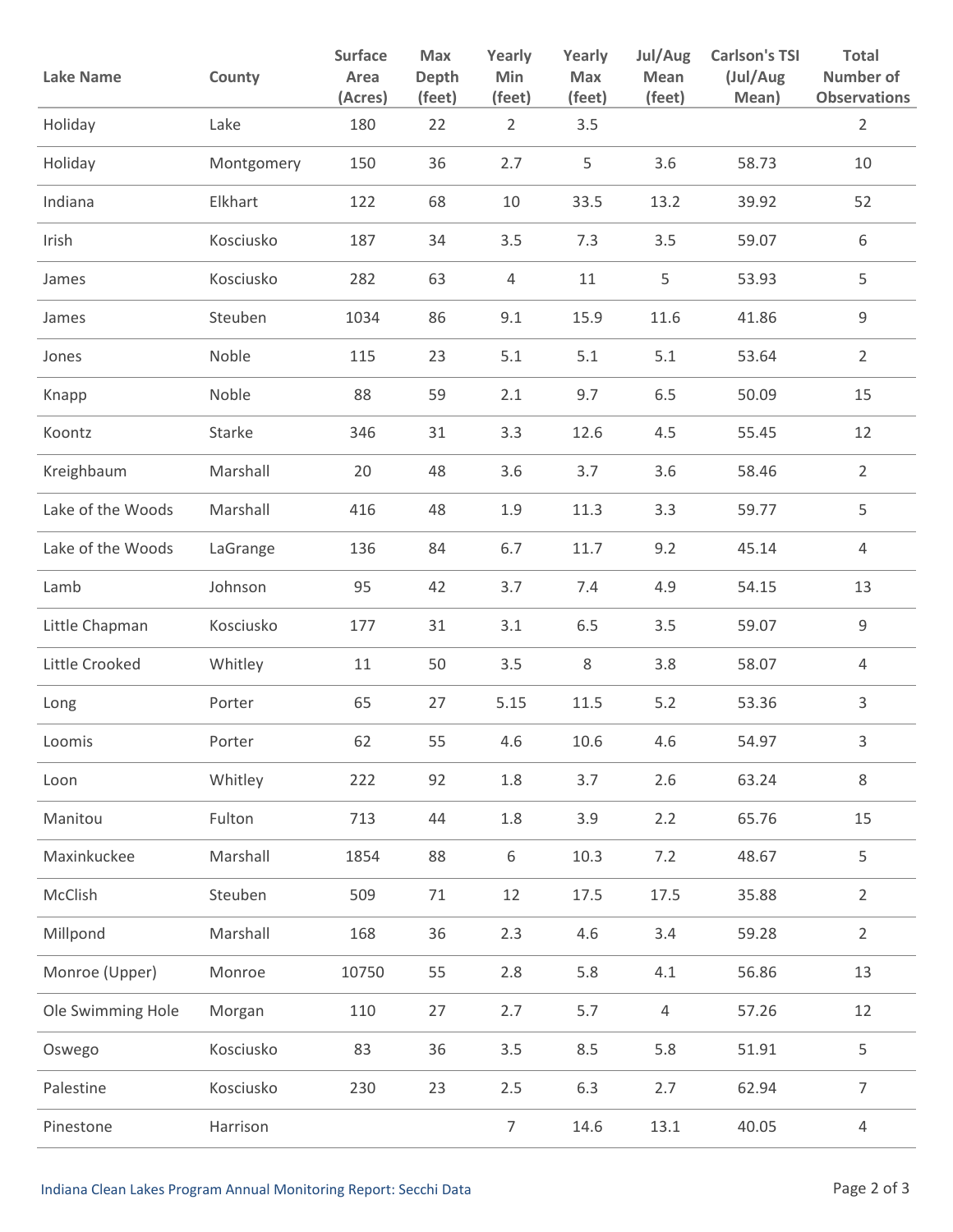| Lake Name | County | Surface Area (Acres) | Max Depth (feet) | Yearly Min (feet) | Yearly Max (feet) | Jul/Aug Mean (feet) | Carlson's TSI (Jul/Aug Mean) | Total Number of Observations |
|---|---|---|---|---|---|---|---|---|
| Holiday | Lake | 180 | 22 | 2 | 3.5 | | | 2 |
| Holiday | Montgomery | 150 | 36 | 2.7 | 5 | 3.6 | 58.73 | 10 |
| Indiana | Elkhart | 122 | 68 | 10 | 33.5 | 13.2 | 39.92 | 52 |
| Irish | Kosciusko | 187 | 34 | 3.5 | 7.3 | 3.5 | 59.07 | 6 |
| James | Kosciusko | 282 | 63 | 4 | 11 | 5 | 53.93 | 5 |
| James | Steuben | 1034 | 86 | 9.1 | 15.9 | 11.6 | 41.86 | 9 |
| Jones | Noble | 115 | 23 | 5.1 | 5.1 | 5.1 | 53.64 | 2 |
| Knapp | Noble | 88 | 59 | 2.1 | 9.7 | 6.5 | 50.09 | 15 |
| Koontz | Starke | 346 | 31 | 3.3 | 12.6 | 4.5 | 55.45 | 12 |
| Kreighbaum | Marshall | 20 | 48 | 3.6 | 3.7 | 3.6 | 58.46 | 2 |
| Lake of the Woods | Marshall | 416 | 48 | 1.9 | 11.3 | 3.3 | 59.77 | 5 |
| Lake of the Woods | LaGrange | 136 | 84 | 6.7 | 11.7 | 9.2 | 45.14 | 4 |
| Lamb | Johnson | 95 | 42 | 3.7 | 7.4 | 4.9 | 54.15 | 13 |
| Little Chapman | Kosciusko | 177 | 31 | 3.1 | 6.5 | 3.5 | 59.07 | 9 |
| Little Crooked | Whitley | 11 | 50 | 3.5 | 8 | 3.8 | 58.07 | 4 |
| Long | Porter | 65 | 27 | 5.15 | 11.5 | 5.2 | 53.36 | 3 |
| Loomis | Porter | 62 | 55 | 4.6 | 10.6 | 4.6 | 54.97 | 3 |
| Loon | Whitley | 222 | 92 | 1.8 | 3.7 | 2.6 | 63.24 | 8 |
| Manitou | Fulton | 713 | 44 | 1.8 | 3.9 | 2.2 | 65.76 | 15 |
| Maxinkuckee | Marshall | 1854 | 88 | 6 | 10.3 | 7.2 | 48.67 | 5 |
| McClish | Steuben | 509 | 71 | 12 | 17.5 | 17.5 | 35.88 | 2 |
| Millpond | Marshall | 168 | 36 | 2.3 | 4.6 | 3.4 | 59.28 | 2 |
| Monroe (Upper) | Monroe | 10750 | 55 | 2.8 | 5.8 | 4.1 | 56.86 | 13 |
| Ole Swimming Hole | Morgan | 110 | 27 | 2.7 | 5.7 | 4 | 57.26 | 12 |
| Oswego | Kosciusko | 83 | 36 | 3.5 | 8.5 | 5.8 | 51.91 | 5 |
| Palestine | Kosciusko | 230 | 23 | 2.5 | 6.3 | 2.7 | 62.94 | 7 |
| Pinestone | Harrison | | | 7 | 14.6 | 13.1 | 40.05 | 4 |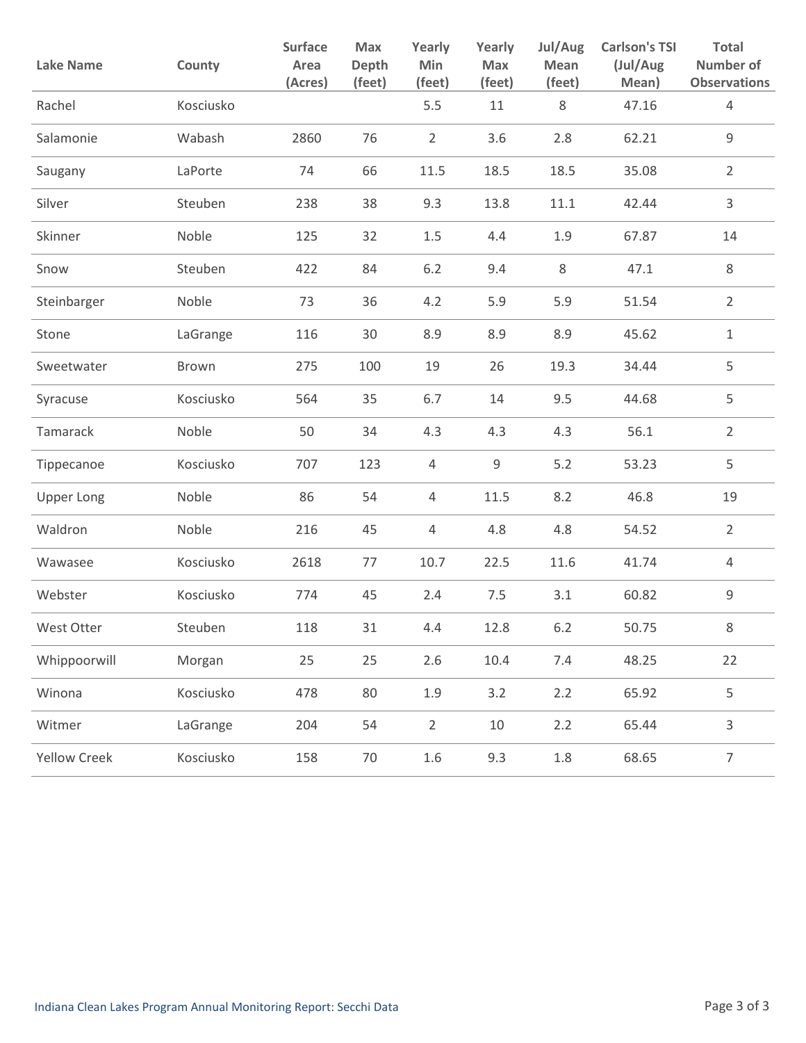| Lake Name | County | Surface Area (Acres) | Max Depth (feet) | Yearly Min (feet) | Yearly Max (feet) | Jul/Aug Mean (feet) | Carlson's TSI (Jul/Aug Mean) | Total Number of Observations |
|---|---|---|---|---|---|---|---|---|
| Rachel | Kosciusko | | | 5.5 | 11 | 8 | 47.16 | 4 |
| Salamonie | Wabash | 2860 | 76 | 2 | 3.6 | 2.8 | 62.21 | 9 |
| Saugany | LaPorte | 74 | 66 | 11.5 | 18.5 | 18.5 | 35.08 | 2 |
| Silver | Steuben | 238 | 38 | 9.3 | 13.8 | 11.1 | 42.44 | 3 |
| Skinner | Noble | 125 | 32 | 1.5 | 4.4 | 1.9 | 67.87 | 14 |
| Snow | Steuben | 422 | 84 | 6.2 | 9.4 | 8 | 47.1 | 8 |
| Steinbarger | Noble | 73 | 36 | 4.2 | 5.9 | 5.9 | 51.54 | 2 |
| Stone | LaGrange | 116 | 30 | 8.9 | 8.9 | 8.9 | 45.62 | 1 |
| Sweetwater | Brown | 275 | 100 | 19 | 26 | 19.3 | 34.44 | 5 |
| Syracuse | Kosciusko | 564 | 35 | 6.7 | 14 | 9.5 | 44.68 | 5 |
| Tamarack | Noble | 50 | 34 | 4.3 | 4.3 | 4.3 | 56.1 | 2 |
| Tippecanoe | Kosciusko | 707 | 123 | 4 | 9 | 5.2 | 53.23 | 5 |
| Upper Long | Noble | 86 | 54 | 4 | 11.5 | 8.2 | 46.8 | 19 |
| Waldron | Noble | 216 | 45 | 4 | 4.8 | 4.8 | 54.52 | 2 |
| Wawasee | Kosciusko | 2618 | 77 | 10.7 | 22.5 | 11.6 | 41.74 | 4 |
| Webster | Kosciusko | 774 | 45 | 2.4 | 7.5 | 3.1 | 60.82 | 9 |
| West Otter | Steuben | 118 | 31 | 4.4 | 12.8 | 6.2 | 50.75 | 8 |
| Whippoorwill | Morgan | 25 | 25 | 2.6 | 10.4 | 7.4 | 48.25 | 22 |
| Winona | Kosciusko | 478 | 80 | 1.9 | 3.2 | 2.2 | 65.92 | 5 |
| Witmer | LaGrange | 204 | 54 | 2 | 10 | 2.2 | 65.44 | 3 |
| Yellow Creek | Kosciusko | 158 | 70 | 1.6 | 9.3 | 1.8 | 68.65 | 7 |